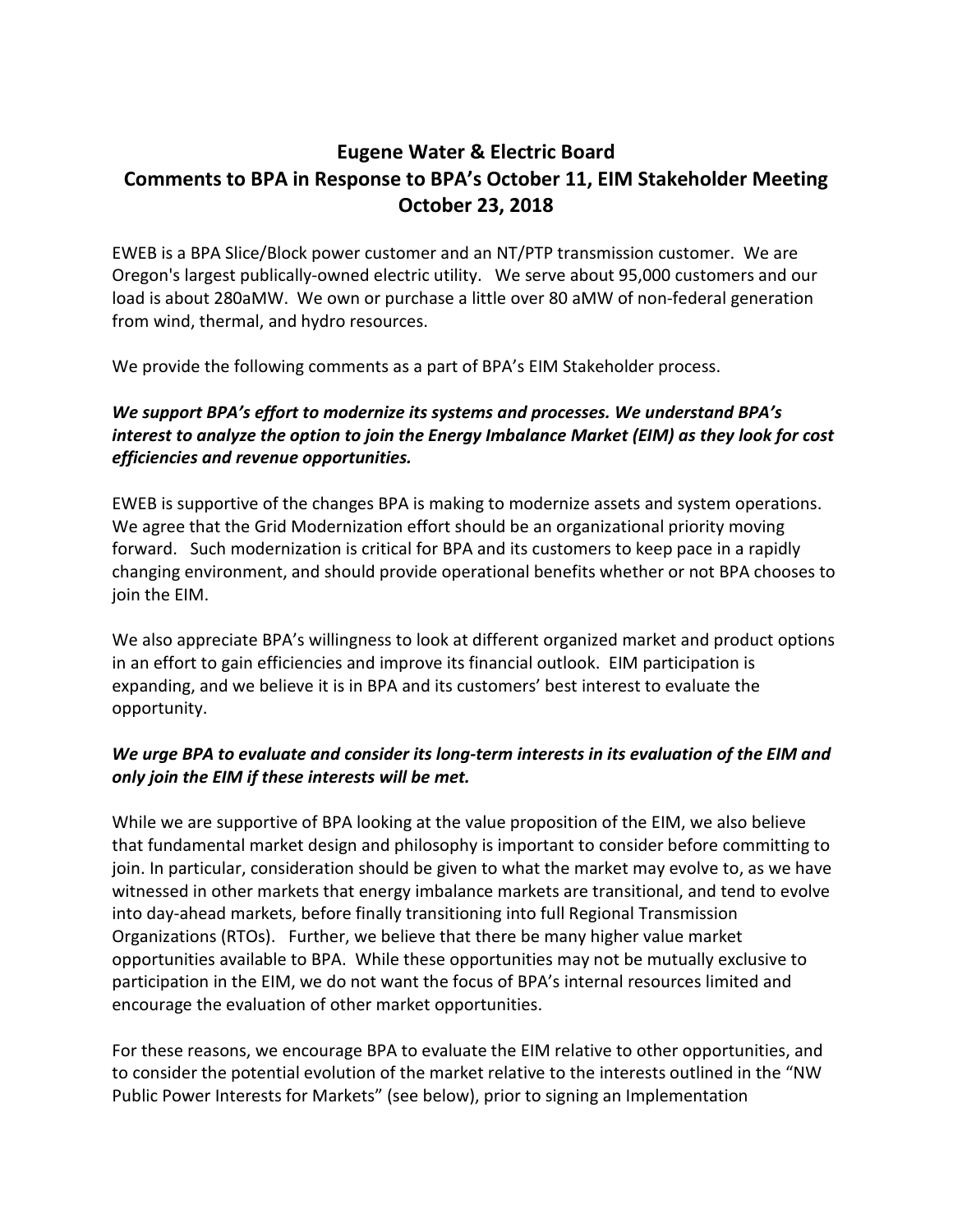# Eugene Water & Electric Board
# Comments to BPA in Response to BPA's October 11, EIM Stakeholder Meeting
# October 23, 2018

EWEB is a BPA Slice/Block power customer and an NT/PTP transmission customer. We are Oregon's largest publically-owned electric utility. We serve about 95,000 customers and our load is about 280aMW. We own or purchase a little over 80 aMW of non-federal generation from wind, thermal, and hydro resources.

We provide the following comments as a part of BPA's EIM Stakeholder process.

***We support BPA's effort to modernize its systems and processes. We understand BPA's interest to analyze the option to join the Energy Imbalance Market (EIM) as they look for cost efficiencies and revenue opportunities.***

EWEB is supportive of the changes BPA is making to modernize assets and system operations. We agree that the Grid Modernization effort should be an organizational priority moving forward. Such modernization is critical for BPA and its customers to keep pace in a rapidly changing environment, and should provide operational benefits whether or not BPA chooses to join the EIM.

We also appreciate BPA's willingness to look at different organized market and product options in an effort to gain efficiencies and improve its financial outlook. EIM participation is expanding, and we believe it is in BPA and its customers' best interest to evaluate the opportunity.

***We urge BPA to evaluate and consider its long-term interests in its evaluation of the EIM and only join the EIM if these interests will be met.***

While we are supportive of BPA looking at the value proposition of the EIM, we also believe that fundamental market design and philosophy is important to consider before committing to join. In particular, consideration should be given to what the market may evolve to, as we have witnessed in other markets that energy imbalance markets are transitional, and tend to evolve into day-ahead markets, before finally transitioning into full Regional Transmission Organizations (RTOs). Further, we believe that there be many higher value market opportunities available to BPA. While these opportunities may not be mutually exclusive to participation in the EIM, we do not want the focus of BPA's internal resources limited and encourage the evaluation of other market opportunities.

For these reasons, we encourage BPA to evaluate the EIM relative to other opportunities, and to consider the potential evolution of the market relative to the interests outlined in the "NW Public Power Interests for Markets" (see below), prior to signing an Implementation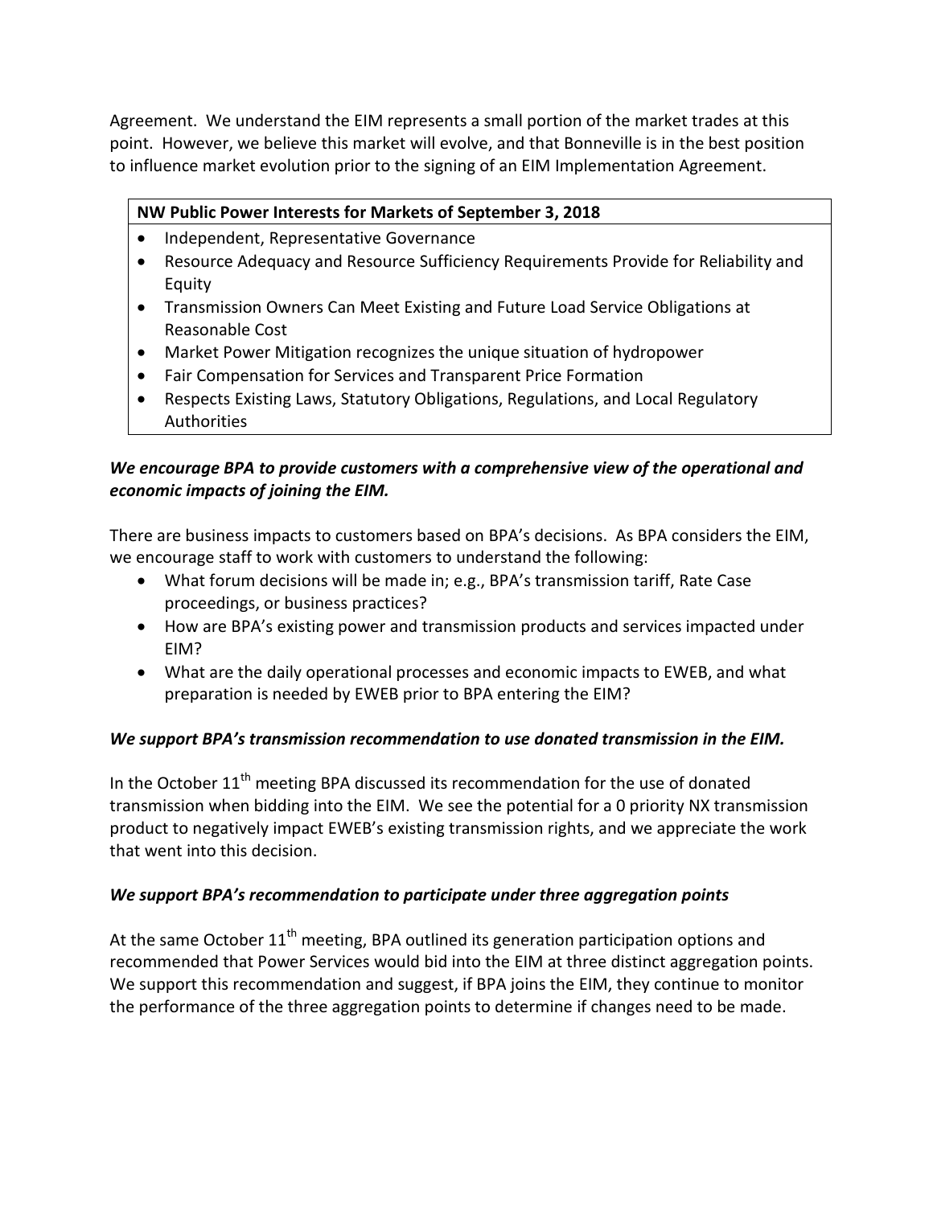Agreement. We understand the EIM represents a small portion of the market trades at this point. However, we believe this market will evolve, and that Bonneville is in the best position to influence market evolution prior to the signing of an EIM Implementation Agreement.

| NW Public Power Interests for Markets of September 3, 2018 |
| --- |
| • Independent, Representative Governance<br>• Resource Adequacy and Resource Sufficiency Requirements Provide for Reliability and Equity<br>• Transmission Owners Can Meet Existing and Future Load Service Obligations at Reasonable Cost<br>• Market Power Mitigation recognizes the unique situation of hydropower<br>• Fair Compensation for Services and Transparent Price Formation<br>• Respects Existing Laws, Statutory Obligations, Regulations, and Local Regulatory Authorities |

***We encourage BPA to provide customers with a comprehensive view of the operational and economic impacts of joining the EIM.***

There are business impacts to customers based on BPA's decisions. As BPA considers the EIM, we encourage staff to work with customers to understand the following:

- What forum decisions will be made in; e.g., BPA's transmission tariff, Rate Case proceedings, or business practices?
- How are BPA's existing power and transmission products and services impacted under EIM?
- What are the daily operational processes and economic impacts to EWEB, and what preparation is needed by EWEB prior to BPA entering the EIM?

***We support BPA's transmission recommendation to use donated transmission in the EIM.***

In the October 11th meeting BPA discussed its recommendation for the use of donated transmission when bidding into the EIM. We see the potential for a 0 priority NX transmission product to negatively impact EWEB's existing transmission rights, and we appreciate the work that went into this decision.

***We support BPA's recommendation to participate under three aggregation points***

At the same October 11th meeting, BPA outlined its generation participation options and recommended that Power Services would bid into the EIM at three distinct aggregation points. We support this recommendation and suggest, if BPA joins the EIM, they continue to monitor the performance of the three aggregation points to determine if changes need to be made.